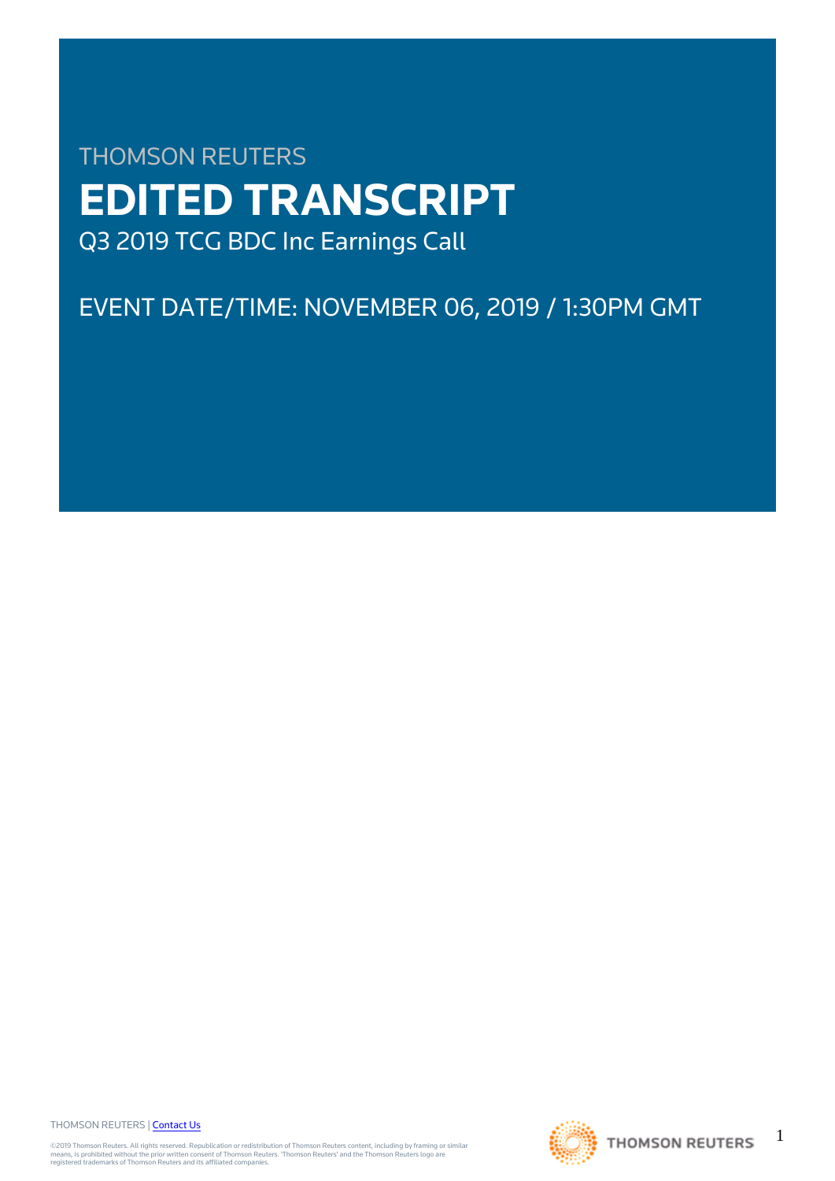THOMSON REUTERS

# EDITED TRANSCRIPT

Q3 2019 TCG BDC Inc Earnings Call

EVENT DATE/TIME: NOVEMBER 06, 2019 / 1:30PM GMT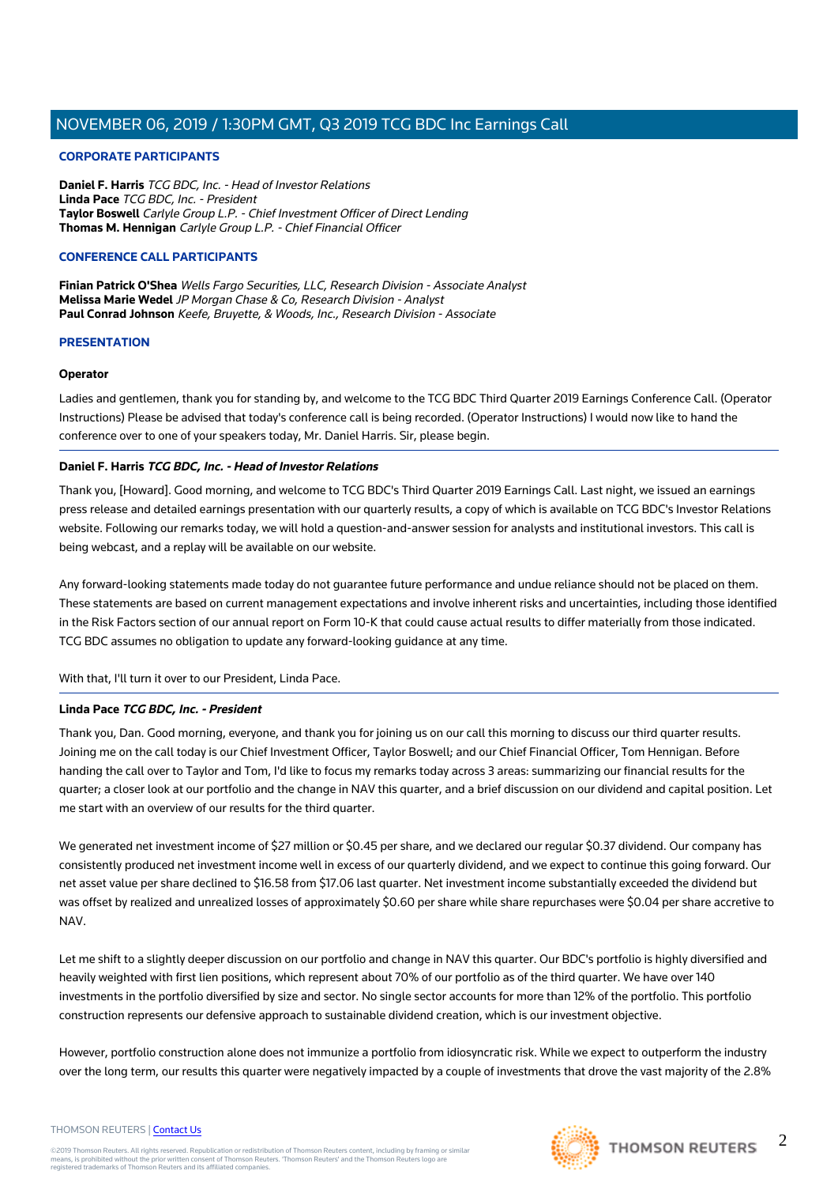## CORPORATE PARTICIPANTS

**Daniel F. Harris** *TCG BDC, Inc. - Head of Investor Relations*
**Linda Pace** *TCG BDC, Inc. - President*
**Taylor Boswell** *Carlyle Group L.P. - Chief Investment Officer of Direct Lending*
**Thomas M. Hennigan** *Carlyle Group L.P. - Chief Financial Officer*

## CONFERENCE CALL PARTICIPANTS

**Finian Patrick O'Shea** *Wells Fargo Securities, LLC, Research Division - Associate Analyst*
**Melissa Marie Wedel** *JP Morgan Chase & Co, Research Division - Analyst*
**Paul Conrad Johnson** *Keefe, Bruyette, & Woods, Inc., Research Division - Associate*

## PRESENTATION

### Operator

Ladies and gentlemen, thank you for standing by, and welcome to the TCG BDC Third Quarter 2019 Earnings Conference Call. (Operator Instructions) Please be advised that today's conference call is being recorded. (Operator Instructions) I would now like to hand the conference over to one of your speakers today, Mr. Daniel Harris. Sir, please begin.

### Daniel F. Harris *TCG BDC, Inc. - Head of Investor Relations*

Thank you, [Howard]. Good morning, and welcome to TCG BDC's Third Quarter 2019 Earnings Call. Last night, we issued an earnings press release and detailed earnings presentation with our quarterly results, a copy of which is available on TCG BDC's Investor Relations website. Following our remarks today, we will hold a question-and-answer session for analysts and institutional investors. This call is being webcast, and a replay will be available on our website.

Any forward-looking statements made today do not guarantee future performance and undue reliance should not be placed on them. These statements are based on current management expectations and involve inherent risks and uncertainties, including those identified in the Risk Factors section of our annual report on Form 10-K that could cause actual results to differ materially from those indicated. TCG BDC assumes no obligation to update any forward-looking guidance at any time.

With that, I'll turn it over to our President, Linda Pace.

### Linda Pace *TCG BDC, Inc. - President*

Thank you, Dan. Good morning, everyone, and thank you for joining us on our call this morning to discuss our third quarter results. Joining me on the call today is our Chief Investment Officer, Taylor Boswell; and our Chief Financial Officer, Tom Hennigan. Before handing the call over to Taylor and Tom, I'd like to focus my remarks today across 3 areas: summarizing our financial results for the quarter; a closer look at our portfolio and the change in NAV this quarter, and a brief discussion on our dividend and capital position. Let me start with an overview of our results for the third quarter.

We generated net investment income of $27 million or $0.45 per share, and we declared our regular $0.37 dividend. Our company has consistently produced net investment income well in excess of our quarterly dividend, and we expect to continue this going forward. Our net asset value per share declined to $16.58 from $17.06 last quarter. Net investment income substantially exceeded the dividend but was offset by realized and unrealized losses of approximately $0.60 per share while share repurchases were $0.04 per share accretive to NAV.

Let me shift to a slightly deeper discussion on our portfolio and change in NAV this quarter. Our BDC's portfolio is highly diversified and heavily weighted with first lien positions, which represent about 70% of our portfolio as of the third quarter. We have over 140 investments in the portfolio diversified by size and sector. No single sector accounts for more than 12% of the portfolio. This portfolio construction represents our defensive approach to sustainable dividend creation, which is our investment objective.

However, portfolio construction alone does not immunize a portfolio from idiosyncratic risk. While we expect to outperform the industry over the long term, our results this quarter were negatively impacted by a couple of investments that drove the vast majority of the 2.8%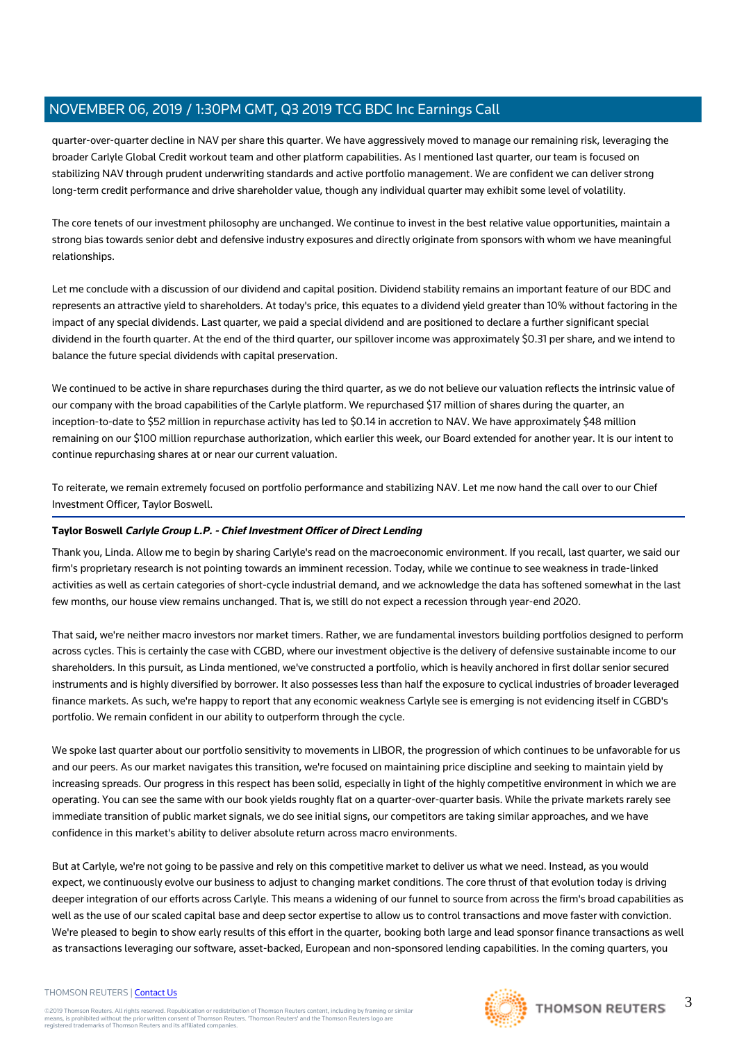quarter-over-quarter decline in NAV per share this quarter. We have aggressively moved to manage our remaining risk, leveraging the broader Carlyle Global Credit workout team and other platform capabilities. As I mentioned last quarter, our team is focused on stabilizing NAV through prudent underwriting standards and active portfolio management. We are confident we can deliver strong long-term credit performance and drive shareholder value, though any individual quarter may exhibit some level of volatility.

The core tenets of our investment philosophy are unchanged. We continue to invest in the best relative value opportunities, maintain a strong bias towards senior debt and defensive industry exposures and directly originate from sponsors with whom we have meaningful relationships.

Let me conclude with a discussion of our dividend and capital position. Dividend stability remains an important feature of our BDC and represents an attractive yield to shareholders. At today's price, this equates to a dividend yield greater than 10% without factoring in the impact of any special dividends. Last quarter, we paid a special dividend and are positioned to declare a further significant special dividend in the fourth quarter. At the end of the third quarter, our spillover income was approximately $0.31 per share, and we intend to balance the future special dividends with capital preservation.

We continued to be active in share repurchases during the third quarter, as we do not believe our valuation reflects the intrinsic value of our company with the broad capabilities of the Carlyle platform. We repurchased $17 million of shares during the quarter, an inception-to-date to $52 million in repurchase activity has led to $0.14 in accretion to NAV. We have approximately $48 million remaining on our $100 million repurchase authorization, which earlier this week, our Board extended for another year. It is our intent to continue repurchasing shares at or near our current valuation.

To reiterate, we remain extremely focused on portfolio performance and stabilizing NAV. Let me now hand the call over to our Chief Investment Officer, Taylor Boswell.

**Taylor Boswell** ***Carlyle Group L.P. - Chief Investment Officer of Direct Lending***

Thank you, Linda. Allow me to begin by sharing Carlyle's read on the macroeconomic environment. If you recall, last quarter, we said our firm's proprietary research is not pointing towards an imminent recession. Today, while we continue to see weakness in trade-linked activities as well as certain categories of short-cycle industrial demand, and we acknowledge the data has softened somewhat in the last few months, our house view remains unchanged. That is, we still do not expect a recession through year-end 2020.

That said, we're neither macro investors nor market timers. Rather, we are fundamental investors building portfolios designed to perform across cycles. This is certainly the case with CGBD, where our investment objective is the delivery of defensive sustainable income to our shareholders. In this pursuit, as Linda mentioned, we've constructed a portfolio, which is heavily anchored in first dollar senior secured instruments and is highly diversified by borrower. It also possesses less than half the exposure to cyclical industries of broader leveraged finance markets. As such, we're happy to report that any economic weakness Carlyle see is emerging is not evidencing itself in CGBD's portfolio. We remain confident in our ability to outperform through the cycle.

We spoke last quarter about our portfolio sensitivity to movements in LIBOR, the progression of which continues to be unfavorable for us and our peers. As our market navigates this transition, we're focused on maintaining price discipline and seeking to maintain yield by increasing spreads. Our progress in this respect has been solid, especially in light of the highly competitive environment in which we are operating. You can see the same with our book yields roughly flat on a quarter-over-quarter basis. While the private markets rarely see immediate transition of public market signals, we do see initial signs, our competitors are taking similar approaches, and we have confidence in this market's ability to deliver absolute return across macro environments.

But at Carlyle, we're not going to be passive and rely on this competitive market to deliver us what we need. Instead, as you would expect, we continuously evolve our business to adjust to changing market conditions. The core thrust of that evolution today is driving deeper integration of our efforts across Carlyle. This means a widening of our funnel to source from across the firm's broad capabilities as well as the use of our scaled capital base and deep sector expertise to allow us to control transactions and move faster with conviction. We're pleased to begin to show early results of this effort in the quarter, booking both large and lead sponsor finance transactions as well as transactions leveraging our software, asset-backed, European and non-sponsored lending capabilities. In the coming quarters, you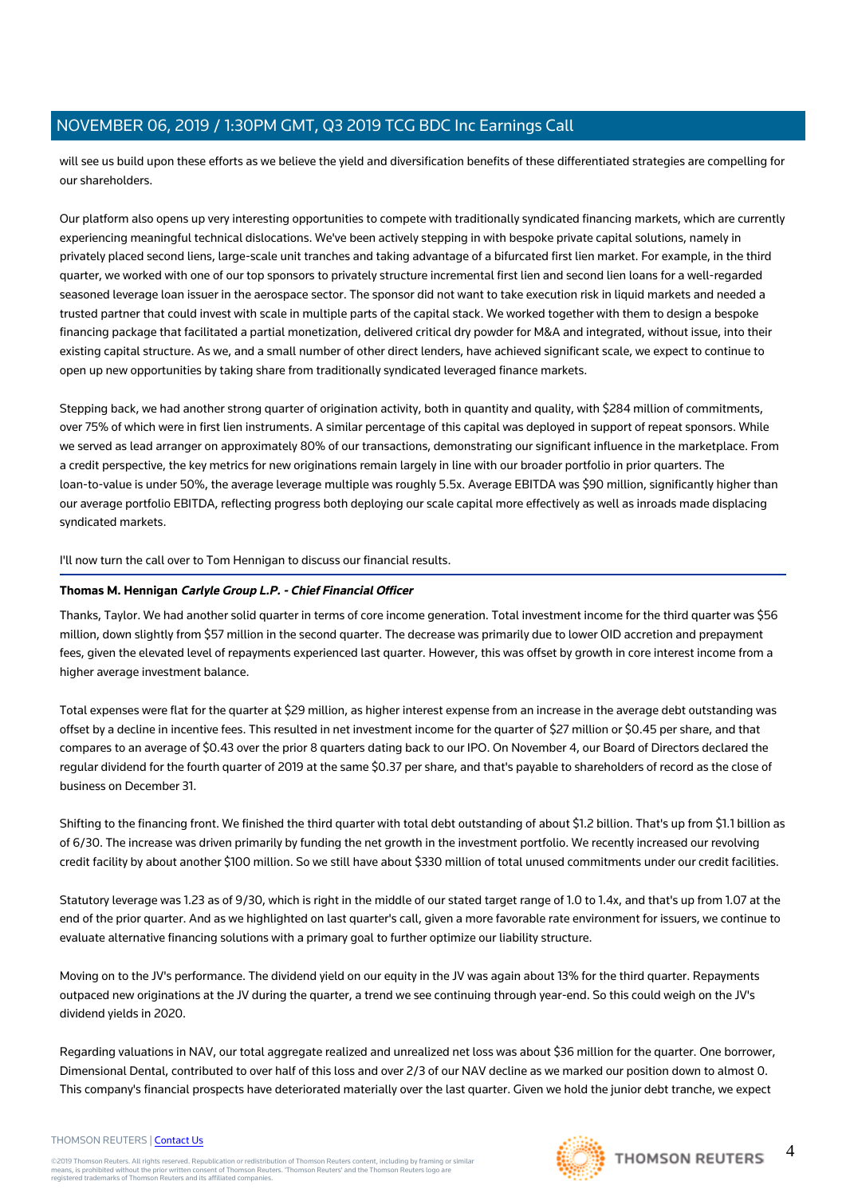will see us build upon these efforts as we believe the yield and diversification benefits of these differentiated strategies are compelling for our shareholders.

Our platform also opens up very interesting opportunities to compete with traditionally syndicated financing markets, which are currently experiencing meaningful technical dislocations. We've been actively stepping in with bespoke private capital solutions, namely in privately placed second liens, large-scale unit tranches and taking advantage of a bifurcated first lien market. For example, in the third quarter, we worked with one of our top sponsors to privately structure incremental first lien and second lien loans for a well-regarded seasoned leverage loan issuer in the aerospace sector. The sponsor did not want to take execution risk in liquid markets and needed a trusted partner that could invest with scale in multiple parts of the capital stack. We worked together with them to design a bespoke financing package that facilitated a partial monetization, delivered critical dry powder for M&A and integrated, without issue, into their existing capital structure. As we, and a small number of other direct lenders, have achieved significant scale, we expect to continue to open up new opportunities by taking share from traditionally syndicated leveraged finance markets.

Stepping back, we had another strong quarter of origination activity, both in quantity and quality, with $284 million of commitments, over 75% of which were in first lien instruments. A similar percentage of this capital was deployed in support of repeat sponsors. While we served as lead arranger on approximately 80% of our transactions, demonstrating our significant influence in the marketplace. From a credit perspective, the key metrics for new originations remain largely in line with our broader portfolio in prior quarters. The loan-to-value is under 50%, the average leverage multiple was roughly 5.5x. Average EBITDA was $90 million, significantly higher than our average portfolio EBITDA, reflecting progress both deploying our scale capital more effectively as well as inroads made displacing syndicated markets.

I'll now turn the call over to Tom Hennigan to discuss our financial results.

---

**Thomas M. Hennigan** ***Carlyle Group L.P. - Chief Financial Officer***

Thanks, Taylor. We had another solid quarter in terms of core income generation. Total investment income for the third quarter was $56 million, down slightly from $57 million in the second quarter. The decrease was primarily due to lower OID accretion and prepayment fees, given the elevated level of repayments experienced last quarter. However, this was offset by growth in core interest income from a higher average investment balance.

Total expenses were flat for the quarter at $29 million, as higher interest expense from an increase in the average debt outstanding was offset by a decline in incentive fees. This resulted in net investment income for the quarter of $27 million or $0.45 per share, and that compares to an average of $0.43 over the prior 8 quarters dating back to our IPO. On November 4, our Board of Directors declared the regular dividend for the fourth quarter of 2019 at the same $0.37 per share, and that's payable to shareholders of record as the close of business on December 31.

Shifting to the financing front. We finished the third quarter with total debt outstanding of about $1.2 billion. That's up from $1.1 billion as of 6/30. The increase was driven primarily by funding the net growth in the investment portfolio. We recently increased our revolving credit facility by about another $100 million. So we still have about $330 million of total unused commitments under our credit facilities.

Statutory leverage was 1.23 as of 9/30, which is right in the middle of our stated target range of 1.0 to 1.4x, and that's up from 1.07 at the end of the prior quarter. And as we highlighted on last quarter's call, given a more favorable rate environment for issuers, we continue to evaluate alternative financing solutions with a primary goal to further optimize our liability structure.

Moving on to the JV's performance. The dividend yield on our equity in the JV was again about 13% for the third quarter. Repayments outpaced new originations at the JV during the quarter, a trend we see continuing through year-end. So this could weigh on the JV's dividend yields in 2020.

Regarding valuations in NAV, our total aggregate realized and unrealized net loss was about $36 million for the quarter. One borrower, Dimensional Dental, contributed to over half of this loss and over 2/3 of our NAV decline as we marked our position down to almost 0. This company's financial prospects have deteriorated materially over the last quarter. Given we hold the junior debt tranche, we expect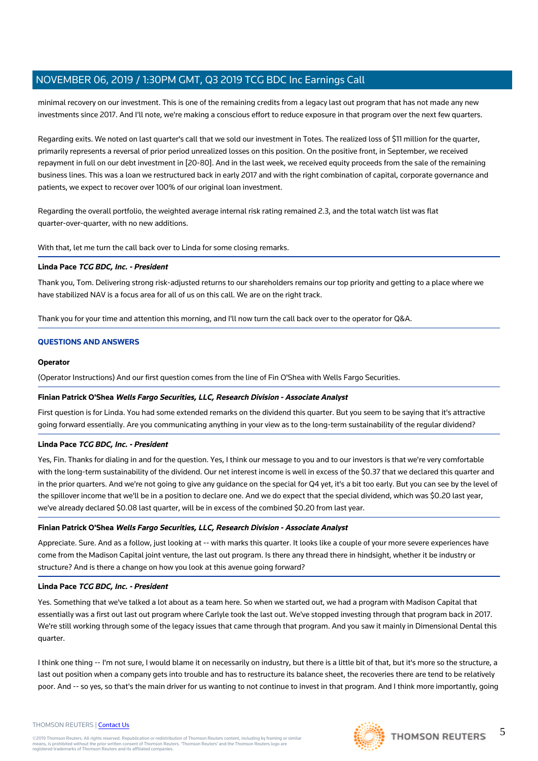minimal recovery on our investment. This is one of the remaining credits from a legacy last out program that has not made any new investments since 2017. And I'll note, we're making a conscious effort to reduce exposure in that program over the next few quarters.

Regarding exits. We noted on last quarter's call that we sold our investment in Totes. The realized loss of $11 million for the quarter, primarily represents a reversal of prior period unrealized losses on this position. On the positive front, in September, we received repayment in full on our debt investment in [20-80]. And in the last week, we received equity proceeds from the sale of the remaining business lines. This was a loan we restructured back in early 2017 and with the right combination of capital, corporate governance and patients, we expect to recover over 100% of our original loan investment.

Regarding the overall portfolio, the weighted average internal risk rating remained 2.3, and the total watch list was flat quarter-over-quarter, with no new additions.

With that, let me turn the call back over to Linda for some closing remarks.

**Linda Pace** ***TCG BDC, Inc. - President***

Thank you, Tom. Delivering strong risk-adjusted returns to our shareholders remains our top priority and getting to a place where we have stabilized NAV is a focus area for all of us on this call. We are on the right track.

Thank you for your time and attention this morning, and I'll now turn the call back over to the operator for Q&A.

## QUESTIONS AND ANSWERS

**Operator**

(Operator Instructions) And our first question comes from the line of Fin O'Shea with Wells Fargo Securities.

**Finian Patrick O'Shea** ***Wells Fargo Securities, LLC, Research Division - Associate Analyst***

First question is for Linda. You had some extended remarks on the dividend this quarter. But you seem to be saying that it's attractive going forward essentially. Are you communicating anything in your view as to the long-term sustainability of the regular dividend?

**Linda Pace** ***TCG BDC, Inc. - President***

Yes, Fin. Thanks for dialing in and for the question. Yes, I think our message to you and to our investors is that we're very comfortable with the long-term sustainability of the dividend. Our net interest income is well in excess of the $0.37 that we declared this quarter and in the prior quarters. And we're not going to give any guidance on the special for Q4 yet, it's a bit too early. But you can see by the level of the spillover income that we'll be in a position to declare one. And we do expect that the special dividend, which was $0.20 last year, we've already declared $0.08 last quarter, will be in excess of the combined $0.20 from last year.

**Finian Patrick O'Shea** ***Wells Fargo Securities, LLC, Research Division - Associate Analyst***

Appreciate. Sure. And as a follow, just looking at -- with marks this quarter. It looks like a couple of your more severe experiences have come from the Madison Capital joint venture, the last out program. Is there any thread there in hindsight, whether it be industry or structure? And is there a change on how you look at this avenue going forward?

**Linda Pace** ***TCG BDC, Inc. - President***

Yes. Something that we've talked a lot about as a team here. So when we started out, we had a program with Madison Capital that essentially was a first out last out program where Carlyle took the last out. We've stopped investing through that program back in 2017. We're still working through some of the legacy issues that came through that program. And you saw it mainly in Dimensional Dental this quarter.

I think one thing -- I'm not sure, I would blame it on necessarily on industry, but there is a little bit of that, but it's more so the structure, a last out position when a company gets into trouble and has to restructure its balance sheet, the recoveries there are tend to be relatively poor. And -- so yes, so that's the main driver for us wanting to not continue to invest in that program. And I think more importantly, going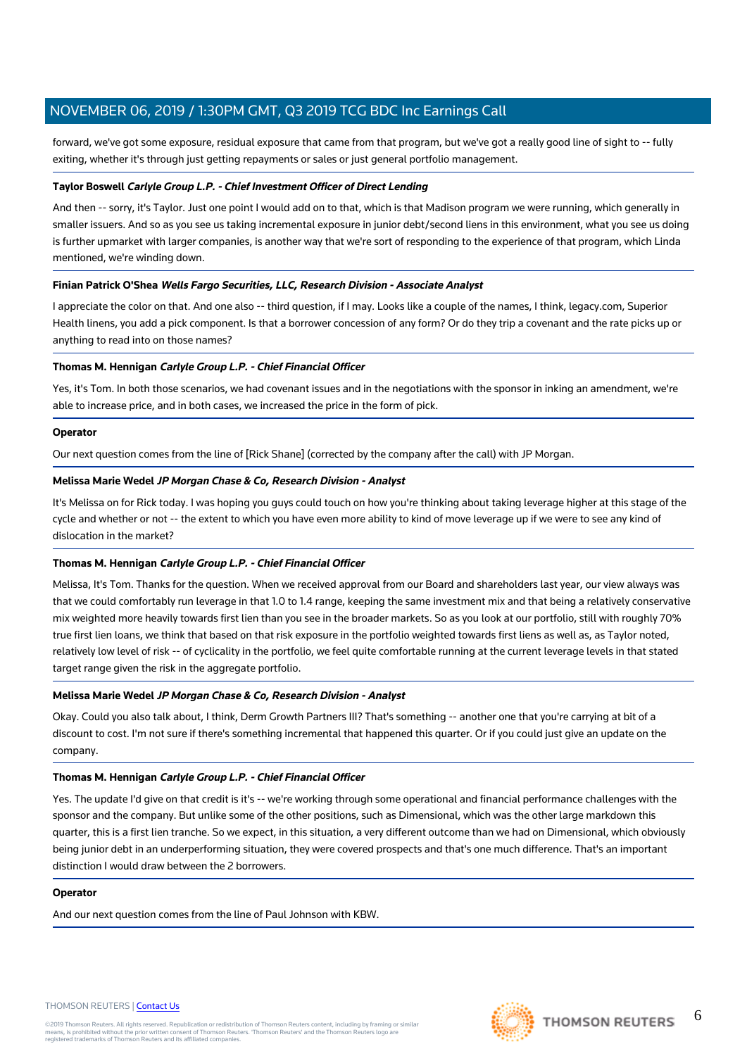forward, we've got some exposure, residual exposure that came from that program, but we've got a really good line of sight to -- fully exiting, whether it's through just getting repayments or sales or just general portfolio management.

**Taylor Boswell** ***Carlyle Group L.P. - Chief Investment Officer of Direct Lending***

And then -- sorry, it's Taylor. Just one point I would add on to that, which is that Madison program we were running, which generally in smaller issuers. And so as you see us taking incremental exposure in junior debt/second liens in this environment, what you see us doing is further upmarket with larger companies, is another way that we're sort of responding to the experience of that program, which Linda mentioned, we're winding down.

**Finian Patrick O'Shea** ***Wells Fargo Securities, LLC, Research Division - Associate Analyst***

I appreciate the color on that. And one also -- third question, if I may. Looks like a couple of the names, I think, legacy.com, Superior Health linens, you add a pick component. Is that a borrower concession of any form? Or do they trip a covenant and the rate picks up or anything to read into on those names?

**Thomas M. Hennigan** ***Carlyle Group L.P. - Chief Financial Officer***

Yes, it's Tom. In both those scenarios, we had covenant issues and in the negotiations with the sponsor in inking an amendment, we're able to increase price, and in both cases, we increased the price in the form of pick.

**Operator**

Our next question comes from the line of [Rick Shane] (corrected by the company after the call) with JP Morgan.

**Melissa Marie Wedel** ***JP Morgan Chase & Co, Research Division - Analyst***

It's Melissa on for Rick today. I was hoping you guys could touch on how you're thinking about taking leverage higher at this stage of the cycle and whether or not -- the extent to which you have even more ability to kind of move leverage up if we were to see any kind of dislocation in the market?

**Thomas M. Hennigan** ***Carlyle Group L.P. - Chief Financial Officer***

Melissa, It's Tom. Thanks for the question. When we received approval from our Board and shareholders last year, our view always was that we could comfortably run leverage in that 1.0 to 1.4 range, keeping the same investment mix and that being a relatively conservative mix weighted more heavily towards first lien than you see in the broader markets. So as you look at our portfolio, still with roughly 70% true first lien loans, we think that based on that risk exposure in the portfolio weighted towards first liens as well as, as Taylor noted, relatively low level of risk -- of cyclicality in the portfolio, we feel quite comfortable running at the current leverage levels in that stated target range given the risk in the aggregate portfolio.

**Melissa Marie Wedel** ***JP Morgan Chase & Co, Research Division - Analyst***

Okay. Could you also talk about, I think, Derm Growth Partners III? That's something -- another one that you're carrying at bit of a discount to cost. I'm not sure if there's something incremental that happened this quarter. Or if you could just give an update on the company.

**Thomas M. Hennigan** ***Carlyle Group L.P. - Chief Financial Officer***

Yes. The update I'd give on that credit is it's -- we're working through some operational and financial performance challenges with the sponsor and the company. But unlike some of the other positions, such as Dimensional, which was the other large markdown this quarter, this is a first lien tranche. So we expect, in this situation, a very different outcome than we had on Dimensional, which obviously being junior debt in an underperforming situation, they were covered prospects and that's one much difference. That's an important distinction I would draw between the 2 borrowers.

**Operator**

And our next question comes from the line of Paul Johnson with KBW.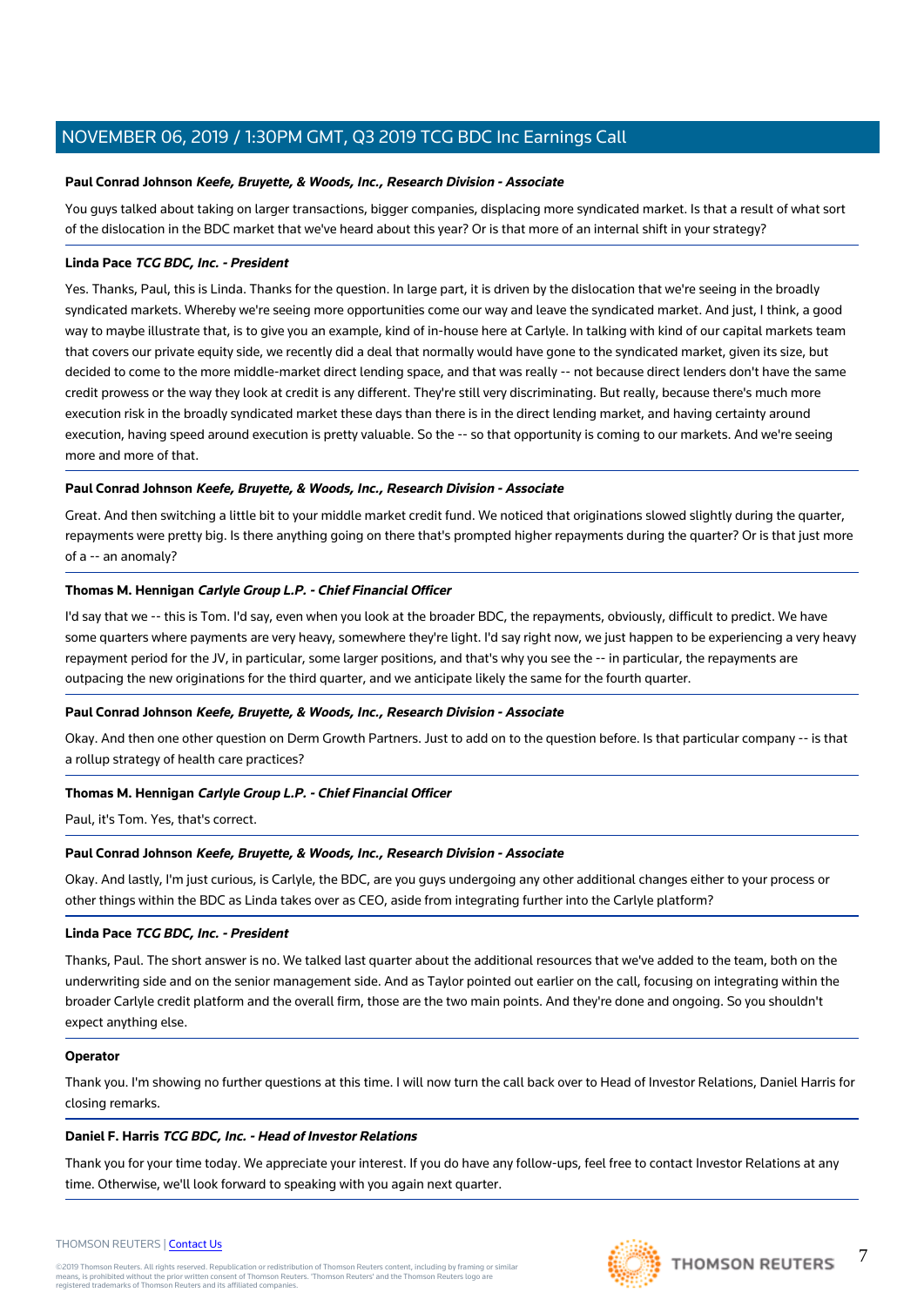**Paul Conrad Johnson** ***Keefe, Bruyette, & Woods, Inc., Research Division - Associate***

You guys talked about taking on larger transactions, bigger companies, displacing more syndicated market. Is that a result of what sort of the dislocation in the BDC market that we've heard about this year? Or is that more of an internal shift in your strategy?

**Linda Pace** ***TCG BDC, Inc. - President***

Yes. Thanks, Paul, this is Linda. Thanks for the question. In large part, it is driven by the dislocation that we're seeing in the broadly syndicated markets. Whereby we're seeing more opportunities come our way and leave the syndicated market. And just, I think, a good way to maybe illustrate that, is to give you an example, kind of in-house here at Carlyle. In talking with kind of our capital markets team that covers our private equity side, we recently did a deal that normally would have gone to the syndicated market, given its size, but decided to come to the more middle-market direct lending space, and that was really -- not because direct lenders don't have the same credit prowess or the way they look at credit is any different. They're still very discriminating. But really, because there's much more execution risk in the broadly syndicated market these days than there is in the direct lending market, and having certainty around execution, having speed around execution is pretty valuable. So the -- so that opportunity is coming to our markets. And we're seeing more and more of that.

**Paul Conrad Johnson** ***Keefe, Bruyette, & Woods, Inc., Research Division - Associate***

Great. And then switching a little bit to your middle market credit fund. We noticed that originations slowed slightly during the quarter, repayments were pretty big. Is there anything going on there that's prompted higher repayments during the quarter? Or is that just more of a -- an anomaly?

**Thomas M. Hennigan** ***Carlyle Group L.P. - Chief Financial Officer***

I'd say that we -- this is Tom. I'd say, even when you look at the broader BDC, the repayments, obviously, difficult to predict. We have some quarters where payments are very heavy, somewhere they're light. I'd say right now, we just happen to be experiencing a very heavy repayment period for the JV, in particular, some larger positions, and that's why you see the -- in particular, the repayments are outpacing the new originations for the third quarter, and we anticipate likely the same for the fourth quarter.

**Paul Conrad Johnson** ***Keefe, Bruyette, & Woods, Inc., Research Division - Associate***

Okay. And then one other question on Derm Growth Partners. Just to add on to the question before. Is that particular company -- is that a rollup strategy of health care practices?

**Thomas M. Hennigan** ***Carlyle Group L.P. - Chief Financial Officer***

Paul, it's Tom. Yes, that's correct.

**Paul Conrad Johnson** ***Keefe, Bruyette, & Woods, Inc., Research Division - Associate***

Okay. And lastly, I'm just curious, is Carlyle, the BDC, are you guys undergoing any other additional changes either to your process or other things within the BDC as Linda takes over as CEO, aside from integrating further into the Carlyle platform?

**Linda Pace** ***TCG BDC, Inc. - President***

Thanks, Paul. The short answer is no. We talked last quarter about the additional resources that we've added to the team, both on the underwriting side and on the senior management side. And as Taylor pointed out earlier on the call, focusing on integrating within the broader Carlyle credit platform and the overall firm, those are the two main points. And they're done and ongoing. So you shouldn't expect anything else.

**Operator**

Thank you. I'm showing no further questions at this time. I will now turn the call back over to Head of Investor Relations, Daniel Harris for closing remarks.

**Daniel F. Harris** ***TCG BDC, Inc. - Head of Investor Relations***

Thank you for your time today. We appreciate your interest. If you do have any follow-ups, feel free to contact Investor Relations at any time. Otherwise, we'll look forward to speaking with you again next quarter.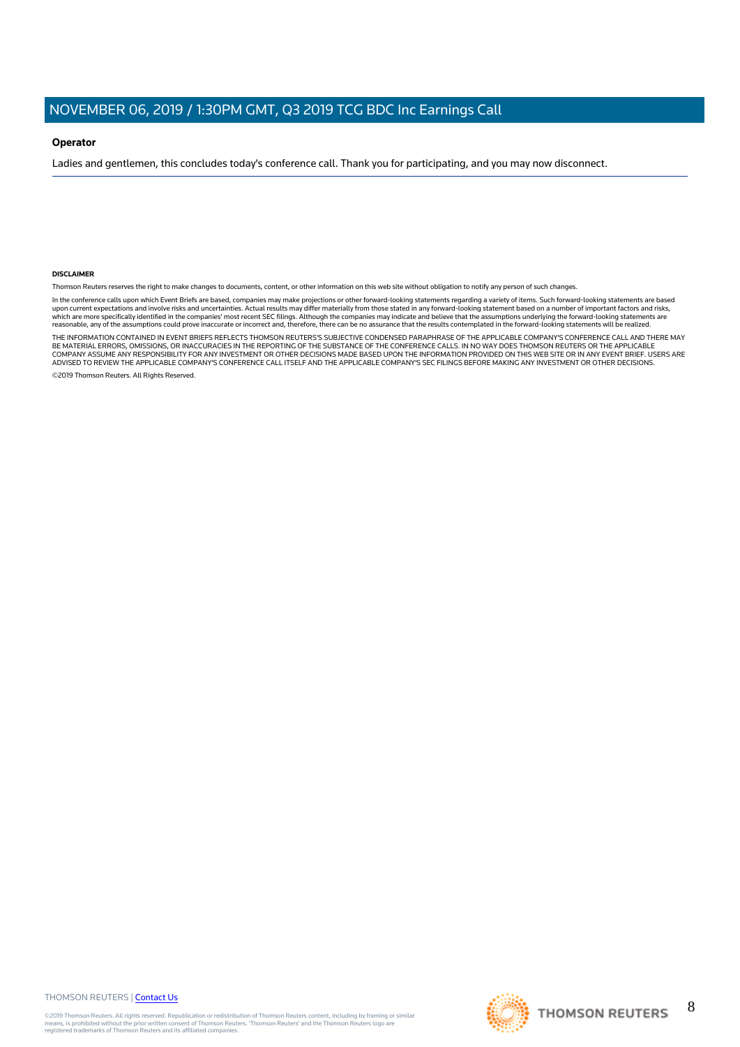**Operator**

Ladies and gentlemen, this concludes today's conference call. Thank you for participating, and you may now disconnect.

**DISCLAIMER**

Thomson Reuters reserves the right to make changes to documents, content, or other information on this web site without obligation to notify any person of such changes.

In the conference calls upon which Event Briefs are based, companies may make projections or other forward-looking statements regarding a variety of items. Such forward-looking statements are based upon current expectations and involve risks and uncertainties. Actual results may differ materially from those stated in any forward-looking statement based on a number of important factors and risks, which are more specifically identified in the companies' most recent SEC filings. Although the companies may indicate and believe that the assumptions underlying the forward-looking statements are reasonable, any of the assumptions could prove inaccurate or incorrect and, therefore, there can be no assurance that the results contemplated in the forward-looking statements will be realized.

THE INFORMATION CONTAINED IN EVENT BRIEFS REFLECTS THOMSON REUTERS'S SUBJECTIVE CONDENSED PARAPHRASE OF THE APPLICABLE COMPANY'S CONFERENCE CALL AND THERE MAY BE MATERIAL ERRORS, OMISSIONS, OR INACCURACIES IN THE REPORTING OF THE SUBSTANCE OF THE CONFERENCE CALLS. IN NO WAY DOES THOMSON REUTERS OR THE APPLICABLE COMPANY ASSUME ANY RESPONSIBILITY FOR ANY INVESTMENT OR OTHER DECISIONS MADE BASED UPON THE INFORMATION PROVIDED ON THIS WEB SITE OR IN ANY EVENT BRIEF. USERS ARE ADVISED TO REVIEW THE APPLICABLE COMPANY'S CONFERENCE CALL ITSELF AND THE APPLICABLE COMPANY'S SEC FILINGS BEFORE MAKING ANY INVESTMENT OR OTHER DECISIONS.

©2019 Thomson Reuters. All Rights Reserved.